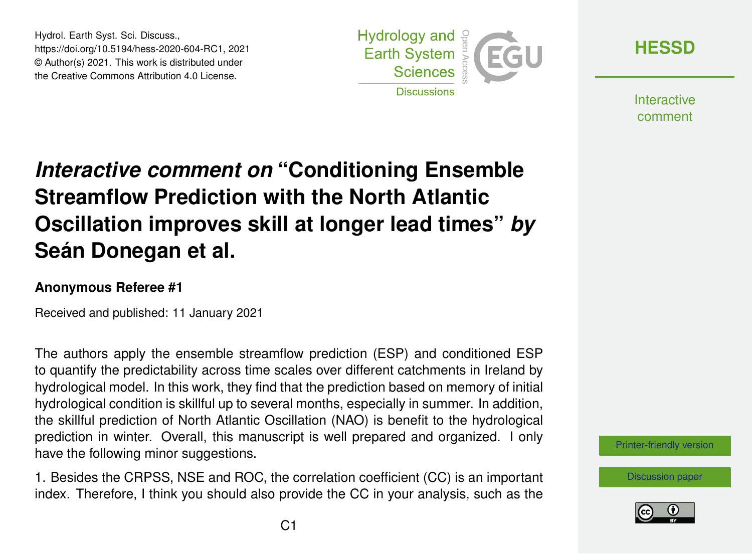# *Interactive comment on* "Conditioning Ensemble Streamflow Prediction with the North Atlantic Oscillation improves skill at longer lead times" *by* Seán Donegan et al.

**Anonymous Referee #1**

Received and published: 11 January 2021

The authors apply the ensemble streamflow prediction (ESP) and conditioned ESP to quantify the predictability across time scales over different catchments in Ireland by hydrological model. In this work, they find that the prediction based on memory of initial hydrological condition is skillful up to several months, especially in summer. In addition, the skillful prediction of North Atlantic Oscillation (NAO) is benefit to the hydrological prediction in winter. Overall, this manuscript is well prepared and organized. I only have the following minor suggestions.

1. Besides the CRPSS, NSE and ROC, the correlation coefficient (CC) is an important index. Therefore, I think you should also provide the CC in your analysis, such as the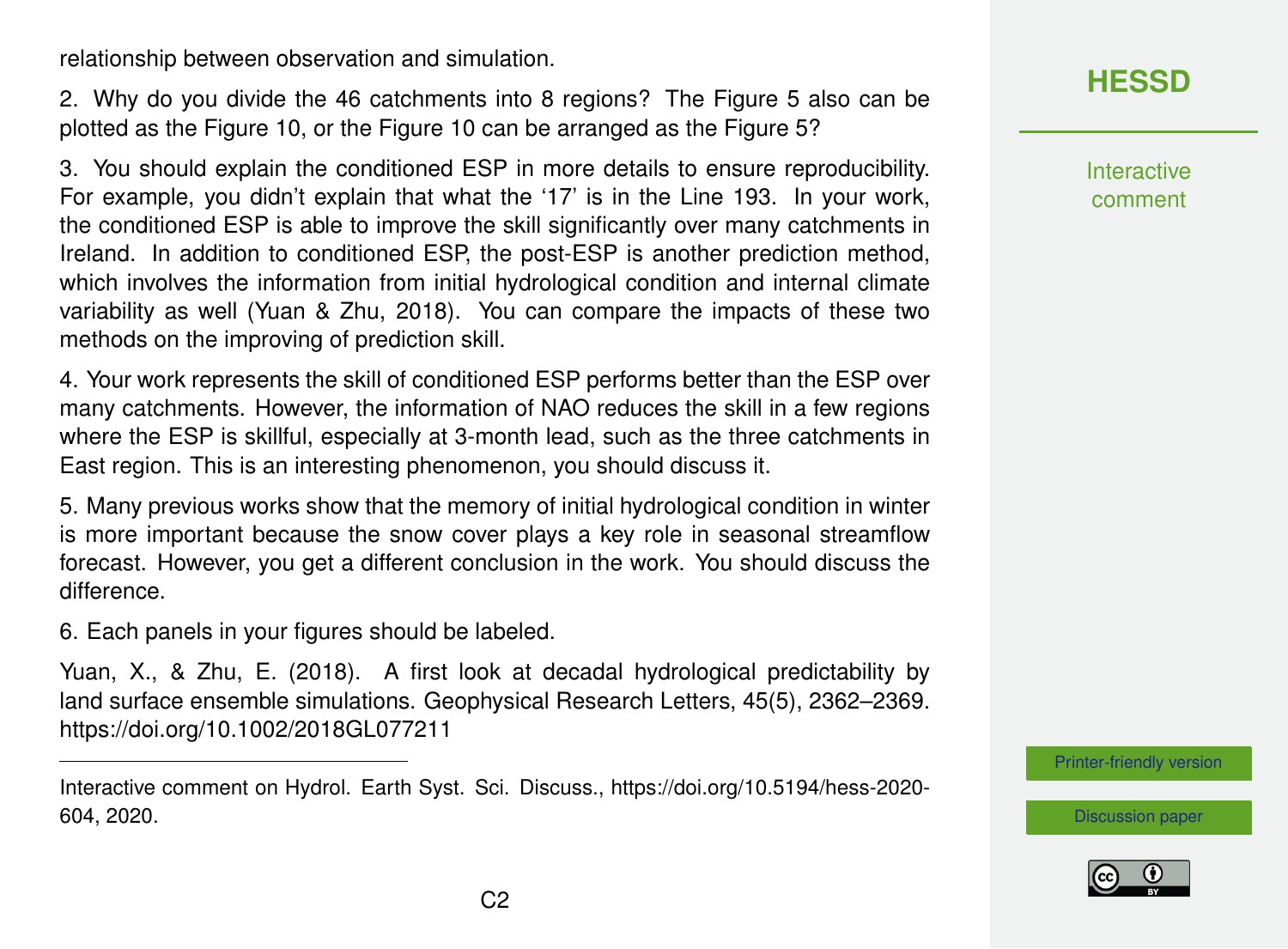relationship between observation and simulation.

2. Why do you divide the 46 catchments into 8 regions? The Figure 5 also can be plotted as the Figure 10, or the Figure 10 can be arranged as the Figure 5?

3. You should explain the conditioned ESP in more details to ensure reproducibility. For example, you didn't explain that what the '17' is in the Line 193. In your work, the conditioned ESP is able to improve the skill significantly over many catchments in Ireland. In addition to conditioned ESP, the post-ESP is another prediction method, which involves the information from initial hydrological condition and internal climate variability as well (Yuan & Zhu, 2018). You can compare the impacts of these two methods on the improving of prediction skill.

4. Your work represents the skill of conditioned ESP performs better than the ESP over many catchments. However, the information of NAO reduces the skill in a few regions where the ESP is skillful, especially at 3-month lead, such as the three catchments in East region. This is an interesting phenomenon, you should discuss it.

5. Many previous works show that the memory of initial hydrological condition in winter is more important because the snow cover plays a key role in seasonal streamflow forecast. However, you get a different conclusion in the work. You should discuss the difference.

6. Each panels in your figures should be labeled.

Yuan, X., & Zhu, E. (2018). A first look at decadal hydrological predictability by land surface ensemble simulations. Geophysical Research Letters, 45(5), 2362–2369. https://doi.org/10.1002/2018GL077211

---

Interactive comment on Hydrol. Earth Syst. Sci. Discuss., https://doi.org/10.5194/hess-2020-604, 2020.